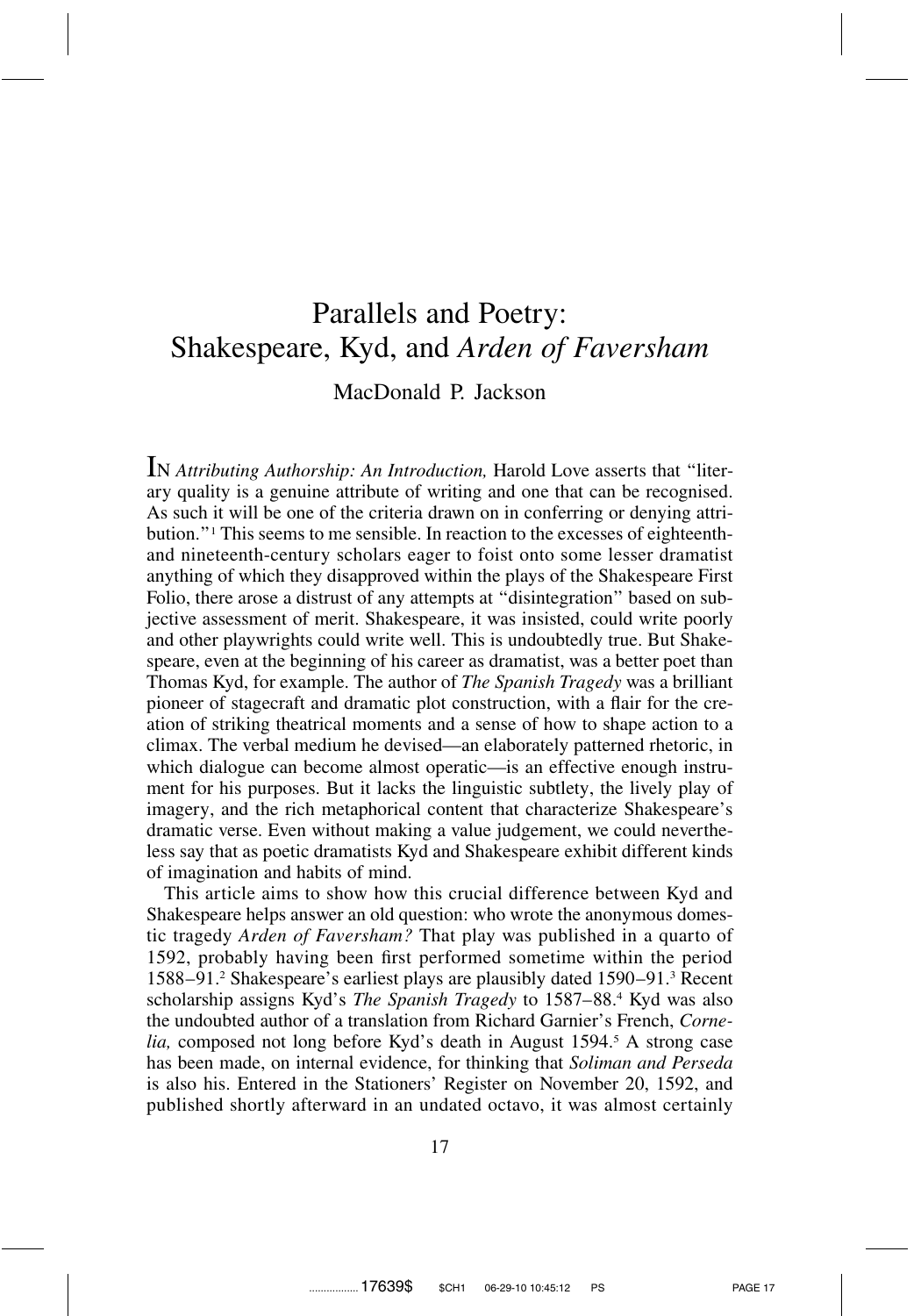# Parallels and Poetry: Shakespeare, Kyd, and *Arden of Faversham*

MacDonald P. Jackson

In *Attributing Authorship: An Introduction,* Harold Love asserts that "literary quality is a genuine attribute of writing and one that can be recognised. As such it will be one of the criteria drawn on in conferring or denying attribution."[1] This seems to me sensible. In reaction to the excesses of eighteenth- and nineteenth-century scholars eager to foist onto some lesser dramatist anything of which they disapproved within the plays of the Shakespeare First Folio, there arose a distrust of any attempts at "disintegration" based on subjective assessment of merit. Shakespeare, it was insisted, could write poorly and other playwrights could write well. This is undoubtedly true. But Shakespeare, even at the beginning of his career as dramatist, was a better poet than Thomas Kyd, for example. The author of *The Spanish Tragedy* was a brilliant pioneer of stagecraft and dramatic plot construction, with a flair for the creation of striking theatrical moments and a sense of how to shape action to a climax. The verbal medium he devised—an elaborately patterned rhetoric, in which dialogue can become almost operatic—is an effective enough instrument for his purposes. But it lacks the linguistic subtlety, the lively play of imagery, and the rich metaphorical content that characterize Shakespeare's dramatic verse. Even without making a value judgement, we could nevertheless say that as poetic dramatists Kyd and Shakespeare exhibit different kinds of imagination and habits of mind.

This article aims to show how this crucial difference between Kyd and Shakespeare helps answer an old question: who wrote the anonymous domestic tragedy *Arden of Faversham?* That play was published in a quarto of 1592, probably having been first performed sometime within the period 1588–91.[2] Shakespeare's earliest plays are plausibly dated 1590–91.[3] Recent scholarship assigns Kyd's *The Spanish Tragedy* to 1587–88.[4] Kyd was also the undoubted author of a translation from Richard Garnier's French, *Cornelia,* composed not long before Kyd's death in August 1594.[5] A strong case has been made, on internal evidence, for thinking that *Soliman and Perseda* is also his. Entered in the Stationers' Register on November 20, 1592, and published shortly afterward in an undated octavo, it was almost certainly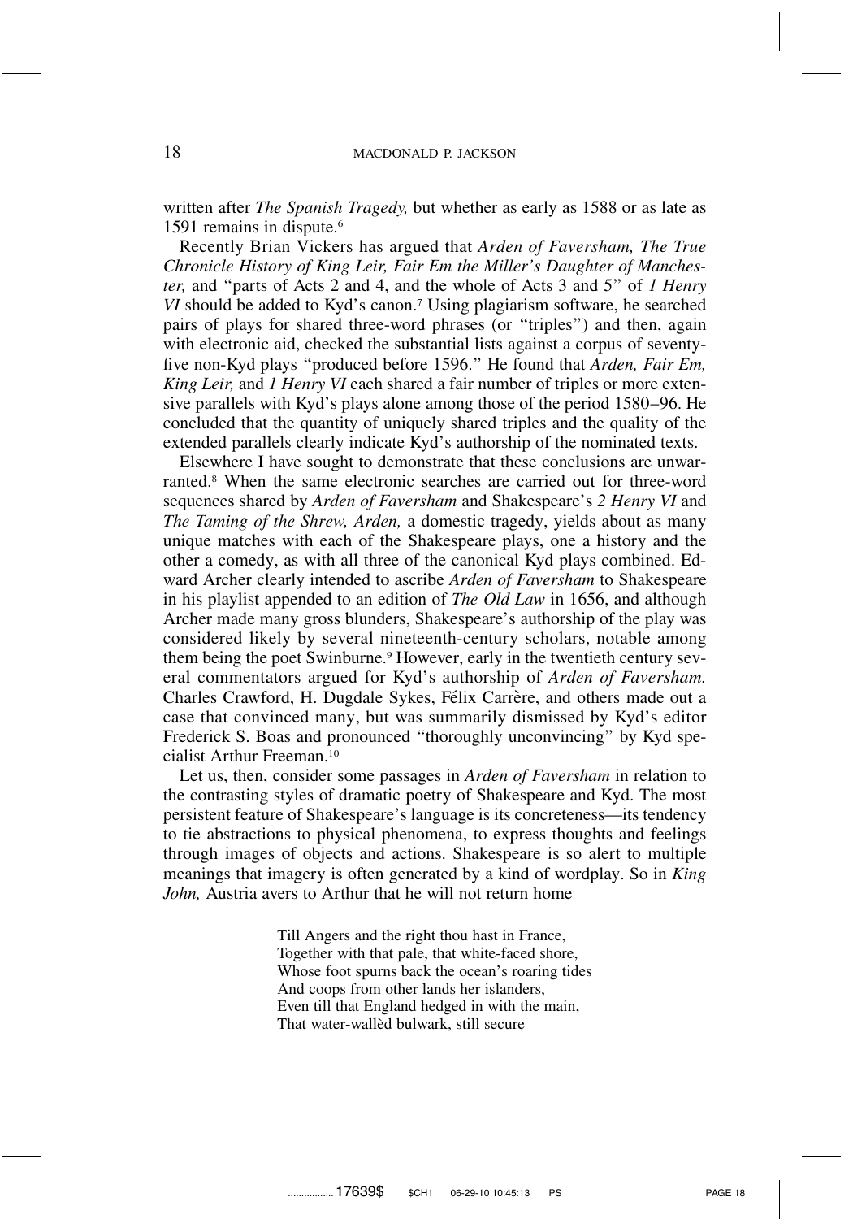written after *The Spanish Tragedy,* but whether as early as 1588 or as late as 1591 remains in dispute.[6]

Recently Brian Vickers has argued that *Arden of Faversham, The True Chronicle History of King Leir, Fair Em the Miller's Daughter of Manchester,* and "parts of Acts 2 and 4, and the whole of Acts 3 and 5" of *1 Henry VI* should be added to Kyd's canon.[7] Using plagiarism software, he searched pairs of plays for shared three-word phrases (or "triples") and then, again with electronic aid, checked the substantial lists against a corpus of seventy-five non-Kyd plays "produced before 1596." He found that *Arden, Fair Em, King Leir,* and *1 Henry VI* each shared a fair number of triples or more extensive parallels with Kyd's plays alone among those of the period 1580–96. He concluded that the quantity of uniquely shared triples and the quality of the extended parallels clearly indicate Kyd's authorship of the nominated texts.

Elsewhere I have sought to demonstrate that these conclusions are unwarranted.[8] When the same electronic searches are carried out for three-word sequences shared by *Arden of Faversham* and Shakespeare's *2 Henry VI* and *The Taming of the Shrew, Arden,* a domestic tragedy, yields about as many unique matches with each of the Shakespeare plays, one a history and the other a comedy, as with all three of the canonical Kyd plays combined. Edward Archer clearly intended to ascribe *Arden of Faversham* to Shakespeare in his playlist appended to an edition of *The Old Law* in 1656, and although Archer made many gross blunders, Shakespeare's authorship of the play was considered likely by several nineteenth-century scholars, notable among them being the poet Swinburne.[9] However, early in the twentieth century several commentators argued for Kyd's authorship of *Arden of Faversham.* Charles Crawford, H. Dugdale Sykes, Félix Carrère, and others made out a case that convinced many, but was summarily dismissed by Kyd's editor Frederick S. Boas and pronounced "thoroughly unconvincing" by Kyd specialist Arthur Freeman.[10]

Let us, then, consider some passages in *Arden of Faversham* in relation to the contrasting styles of dramatic poetry of Shakespeare and Kyd. The most persistent feature of Shakespeare's language is its concreteness—its tendency to tie abstractions to physical phenomena, to express thoughts and feelings through images of objects and actions. Shakespeare is so alert to multiple meanings that imagery is often generated by a kind of wordplay. So in *King John,* Austria avers to Arthur that he will not return home

> Till Angers and the right thou hast in France,
> Together with that pale, that white-faced shore,
> Whose foot spurns back the ocean's roaring tides
> And coops from other lands her islanders,
> Even till that England hedged in with the main,
> That water-wallèd bulwark, still secure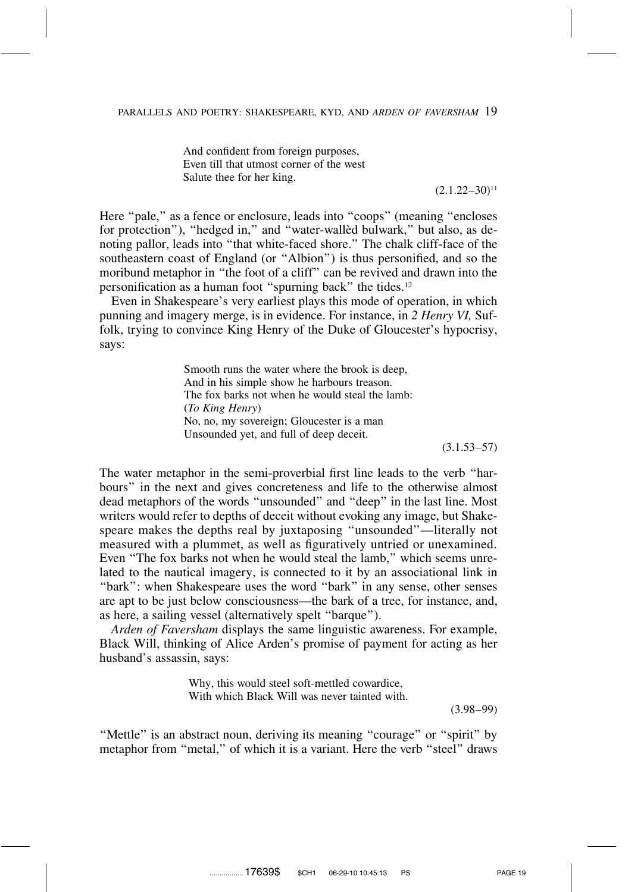> And confident from foreign purposes,
> Even till that utmost corner of the west
> Salute thee for her king.
>
> (2.1.22–30)[11]

Here "pale," as a fence or enclosure, leads into "coops" (meaning "encloses for protection"), "hedged in," and "water-wallèd bulwark," but also, as denoting pallor, leads into "that white-faced shore." The chalk cliff-face of the southeastern coast of England (or "Albion") is thus personified, and so the moribund metaphor in "the foot of a cliff" can be revived and drawn into the personification as a human foot "spurning back" the tides.[12]

Even in Shakespeare's very earliest plays this mode of operation, in which punning and imagery merge, is in evidence. For instance, in *2 Henry VI,* Suffolk, trying to convince King Henry of the Duke of Gloucester's hypocrisy, says:

> Smooth runs the water where the brook is deep,
> And in his simple show he harbours treason.
> The fox barks not when he would steal the lamb:
> (*To King Henry*)
> No, no, my sovereign; Gloucester is a man
> Unsounded yet, and full of deep deceit.
>
> (3.1.53–57)

The water metaphor in the semi-proverbial first line leads to the verb "harbours" in the next and gives concreteness and life to the otherwise almost dead metaphors of the words "unsounded" and "deep" in the last line. Most writers would refer to depths of deceit without evoking any image, but Shakespeare makes the depths real by juxtaposing "unsounded"—literally not measured with a plummet, as well as figuratively untried or unexamined. Even "The fox barks not when he would steal the lamb," which seems unrelated to the nautical imagery, is connected to it by an associational link in "bark": when Shakespeare uses the word "bark" in any sense, other senses are apt to be just below consciousness—the bark of a tree, for instance, and, as here, a sailing vessel (alternatively spelt "barque").

*Arden of Faversham* displays the same linguistic awareness. For example, Black Will, thinking of Alice Arden's promise of payment for acting as her husband's assassin, says:

> Why, this would steel soft-mettled cowardice,
> With which Black Will was never tainted with.
>
> (3.98–99)

"Mettle" is an abstract noun, deriving its meaning "courage" or "spirit" by metaphor from "metal," of which it is a variant. Here the verb "steel" draws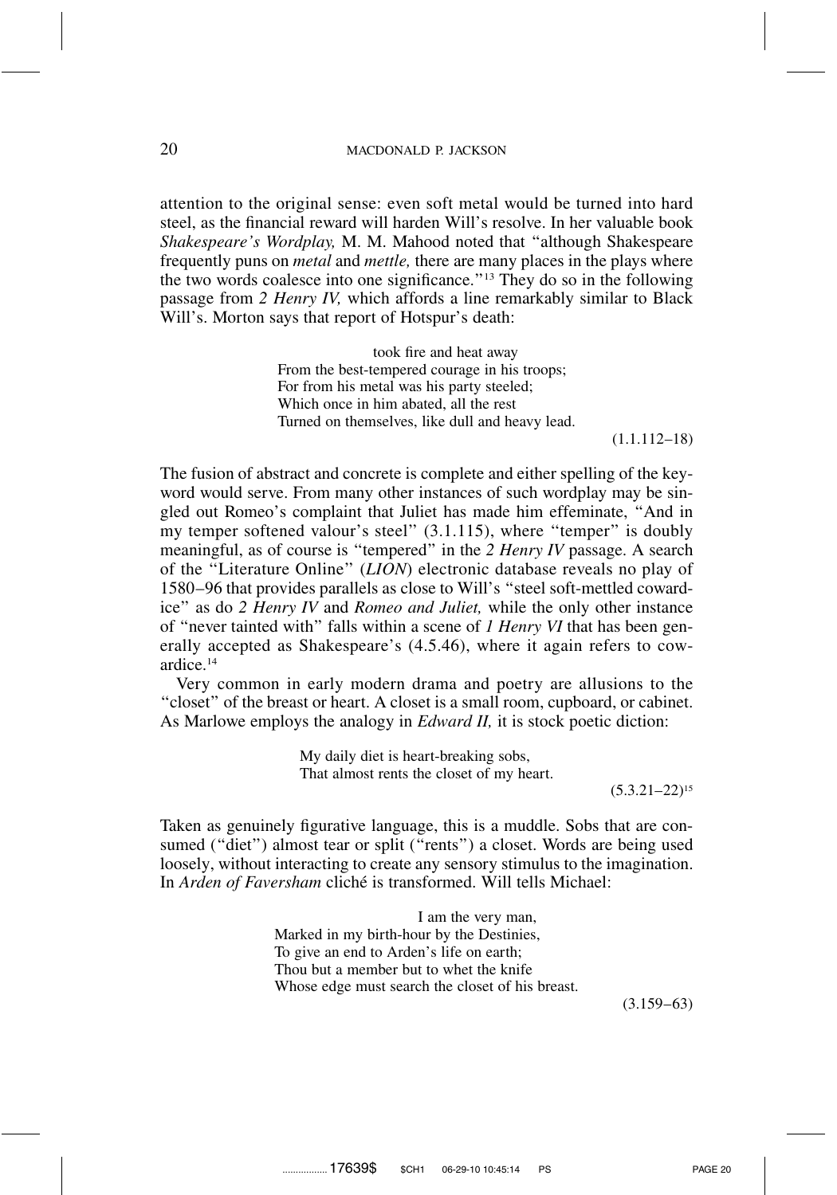attention to the original sense: even soft metal would be turned into hard steel, as the financial reward will harden Will's resolve. In her valuable book *Shakespeare's Wordplay,* M. M. Mahood noted that "although Shakespeare frequently puns on *metal* and *mettle,* there are many places in the plays where the two words coalesce into one significance."[13] They do so in the following passage from *2 Henry IV,* which affords a line remarkably similar to Black Will's. Morton says that report of Hotspur's death:

> took fire and heat away
> From the best-tempered courage in his troops;
> For from his metal was his party steeled;
> Which once in him abated, all the rest
> Turned on themselves, like dull and heavy lead.
>
> (1.1.112–18)

The fusion of abstract and concrete is complete and either spelling of the key-word would serve. From many other instances of such wordplay may be singled out Romeo's complaint that Juliet has made him effeminate, "And in my temper softened valour's steel" (3.1.115), where "temper" is doubly meaningful, as of course is "tempered" in the *2 Henry IV* passage. A search of the "Literature Online" (*LION*) electronic database reveals no play of 1580–96 that provides parallels as close to Will's "steel soft-mettled cowardice" as do *2 Henry IV* and *Romeo and Juliet,* while the only other instance of "never tainted with" falls within a scene of *1 Henry VI* that has been generally accepted as Shakespeare's (4.5.46), where it again refers to cowardice.[14]

Very common in early modern drama and poetry are allusions to the "closet" of the breast or heart. A closet is a small room, cupboard, or cabinet. As Marlowe employs the analogy in *Edward II,* it is stock poetic diction:

> My daily diet is heart-breaking sobs,
> That almost rents the closet of my heart.
>
> (5.3.21–22)[15]

Taken as genuinely figurative language, this is a muddle. Sobs that are consumed ("diet") almost tear or split ("rents") a closet. Words are being used loosely, without interacting to create any sensory stimulus to the imagination. In *Arden of Faversham* cliché is transformed. Will tells Michael:

> I am the very man,
> Marked in my birth-hour by the Destinies,
> To give an end to Arden's life on earth;
> Thou but a member but to whet the knife
> Whose edge must search the closet of his breast.
>
> (3.159–63)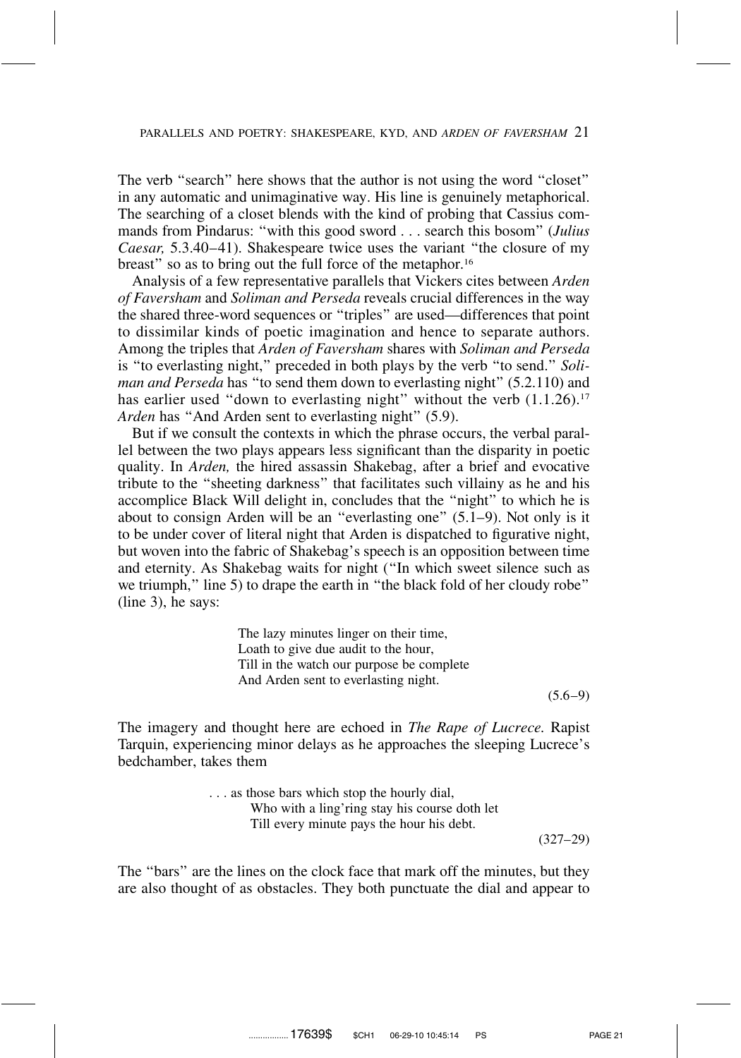The verb "search" here shows that the author is not using the word "closet" in any automatic and unimaginative way. His line is genuinely metaphorical. The searching of a closet blends with the kind of probing that Cassius commands from Pindarus: "with this good sword . . . search this bosom" (*Julius Caesar,* 5.3.40–41). Shakespeare twice uses the variant "the closure of my breast" so as to bring out the full force of the metaphor.[16]

Analysis of a few representative parallels that Vickers cites between *Arden of Faversham* and *Soliman and Perseda* reveals crucial differences in the way the shared three-word sequences or "triples" are used—differences that point to dissimilar kinds of poetic imagination and hence to separate authors. Among the triples that *Arden of Faversham* shares with *Soliman and Perseda* is "to everlasting night," preceded in both plays by the verb "to send." *Soliman and Perseda* has "to send them down to everlasting night" (5.2.110) and has earlier used "down to everlasting night" without the verb (1.1.26).[17] *Arden* has "And Arden sent to everlasting night" (5.9).

But if we consult the contexts in which the phrase occurs, the verbal parallel between the two plays appears less significant than the disparity in poetic quality. In *Arden,* the hired assassin Shakebag, after a brief and evocative tribute to the "sheeting darkness" that facilitates such villainy as he and his accomplice Black Will delight in, concludes that the "night" to which he is about to consign Arden will be an "everlasting one" (5.1–9). Not only is it to be under cover of literal night that Arden is dispatched to figurative night, but woven into the fabric of Shakebag's speech is an opposition between time and eternity. As Shakebag waits for night ("In which sweet silence such as we triumph," line 5) to drape the earth in "the black fold of her cloudy robe" (line 3), he says:

> The lazy minutes linger on their time,
> Loath to give due audit to the hour,
> Till in the watch our purpose be complete
> And Arden sent to everlasting night.
>
> (5.6–9)

The imagery and thought here are echoed in *The Rape of Lucrece.* Rapist Tarquin, experiencing minor delays as he approaches the sleeping Lucrece's bedchamber, takes them

> . . . as those bars which stop the hourly dial,
> Who with a ling'ring stay his course doth let
> Till every minute pays the hour his debt.
>
> (327–29)

The "bars" are the lines on the clock face that mark off the minutes, but they are also thought of as obstacles. They both punctuate the dial and appear to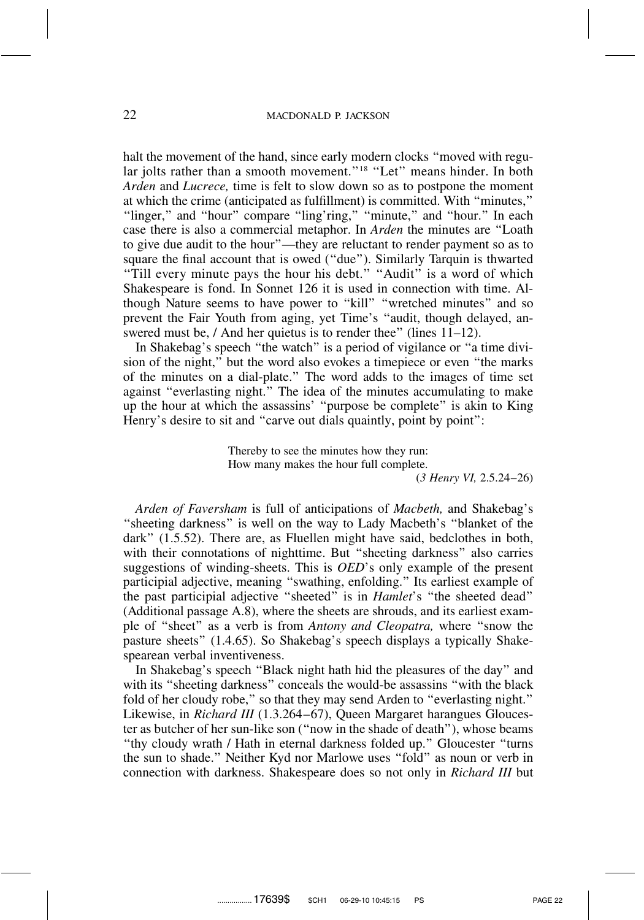halt the movement of the hand, since early modern clocks "moved with regular jolts rather than a smooth movement."[18] "Let" means hinder. In both *Arden* and *Lucrece,* time is felt to slow down so as to postpone the moment at which the crime (anticipated as fulfillment) is committed. With "minutes," "linger," and "hour" compare "ling'ring," "minute," and "hour." In each case there is also a commercial metaphor. In *Arden* the minutes are "Loath to give due audit to the hour"—they are reluctant to render payment so as to square the final account that is owed ("due"). Similarly Tarquin is thwarted "Till every minute pays the hour his debt." "Audit" is a word of which Shakespeare is fond. In Sonnet 126 it is used in connection with time. Although Nature seems to have power to "kill" "wretched minutes" and so prevent the Fair Youth from aging, yet Time's "audit, though delayed, answered must be, / And her quietus is to render thee" (lines 11–12).

In Shakebag's speech "the watch" is a period of vigilance or "a time division of the night," but the word also evokes a timepiece or even "the marks of the minutes on a dial-plate." The word adds to the images of time set against "everlasting night." The idea of the minutes accumulating to make up the hour at which the assassins' "purpose be complete" is akin to King Henry's desire to sit and "carve out dials quaintly, point by point":

> Thereby to see the minutes how they run:
> How many makes the hour full complete.
> (*3 Henry VI,* 2.5.24–26)

*Arden of Faversham* is full of anticipations of *Macbeth,* and Shakebag's "sheeting darkness" is well on the way to Lady Macbeth's "blanket of the dark" (1.5.52). There are, as Fluellen might have said, bedclothes in both, with their connotations of nighttime. But "sheeting darkness" also carries suggestions of winding-sheets. This is *OED*'s only example of the present participial adjective, meaning "swathing, enfolding." Its earliest example of the past participial adjective "sheeted" is in *Hamlet*'s "the sheeted dead" (Additional passage A.8), where the sheets are shrouds, and its earliest example of "sheet" as a verb is from *Antony and Cleopatra,* where "snow the pasture sheets" (1.4.65). So Shakebag's speech displays a typically Shakespearean verbal inventiveness.

In Shakebag's speech "Black night hath hid the pleasures of the day" and with its "sheeting darkness" conceals the would-be assassins "with the black fold of her cloudy robe," so that they may send Arden to "everlasting night." Likewise, in *Richard III* (1.3.264–67), Queen Margaret harangues Gloucester as butcher of her sun-like son ("now in the shade of death"), whose beams "thy cloudy wrath / Hath in eternal darkness folded up." Gloucester "turns the sun to shade." Neither Kyd nor Marlowe uses "fold" as noun or verb in connection with darkness. Shakespeare does so not only in *Richard III* but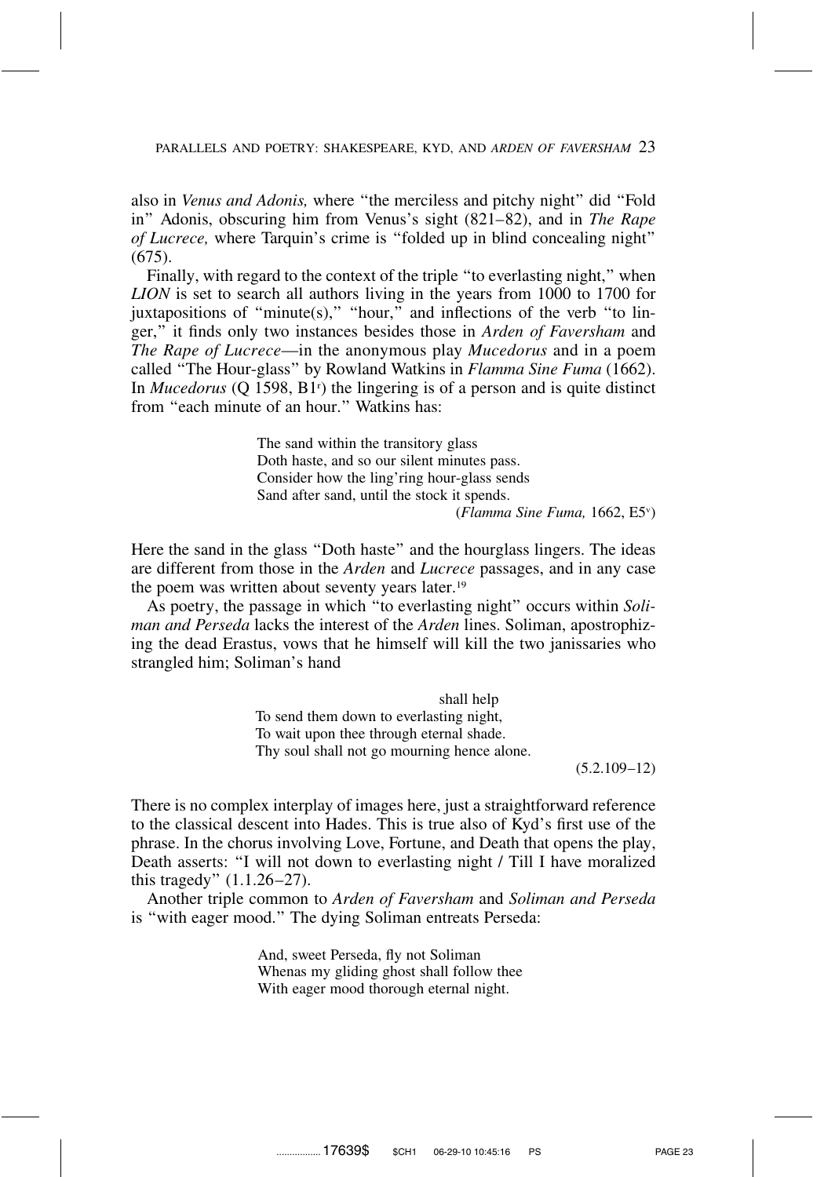also in *Venus and Adonis,* where "the merciless and pitchy night" did "Fold in" Adonis, obscuring him from Venus's sight (821–82), and in *The Rape of Lucrece,* where Tarquin's crime is "folded up in blind concealing night" (675).

Finally, with regard to the context of the triple "to everlasting night," when *LION* is set to search all authors living in the years from 1000 to 1700 for juxtapositions of "minute(s)," "hour," and inflections of the verb "to linger," it finds only two instances besides those in *Arden of Faversham* and *The Rape of Lucrece*—in the anonymous play *Mucedorus* and in a poem called "The Hour-glass" by Rowland Watkins in *Flamma Sine Fuma* (1662). In *Mucedorus* (Q 1598, B1r) the lingering is of a person and is quite distinct from "each minute of an hour." Watkins has:

> The sand within the transitory glass
> Doth haste, and so our silent minutes pass.
> Consider how the ling'ring hour-glass sends
> Sand after sand, until the stock it spends.
>
> (*Flamma Sine Fuma,* 1662, E5v)

Here the sand in the glass "Doth haste" and the hourglass lingers. The ideas are different from those in the *Arden* and *Lucrece* passages, and in any case the poem was written about seventy years later.[19]

As poetry, the passage in which "to everlasting night" occurs within *Soliman and Perseda* lacks the interest of the *Arden* lines. Soliman, apostrophizing the dead Erastus, vows that he himself will kill the two janissaries who strangled him; Soliman's hand

> shall help
> To send them down to everlasting night,
> To wait upon thee through eternal shade.
> Thy soul shall not go mourning hence alone.
>
> (5.2.109–12)

There is no complex interplay of images here, just a straightforward reference to the classical descent into Hades. This is true also of Kyd's first use of the phrase. In the chorus involving Love, Fortune, and Death that opens the play, Death asserts: "I will not down to everlasting night / Till I have moralized this tragedy" (1.1.26–27).

Another triple common to *Arden of Faversham* and *Soliman and Perseda* is "with eager mood." The dying Soliman entreats Perseda:

> And, sweet Perseda, fly not Soliman
> Whenas my gliding ghost shall follow thee
> With eager mood thorough eternal night.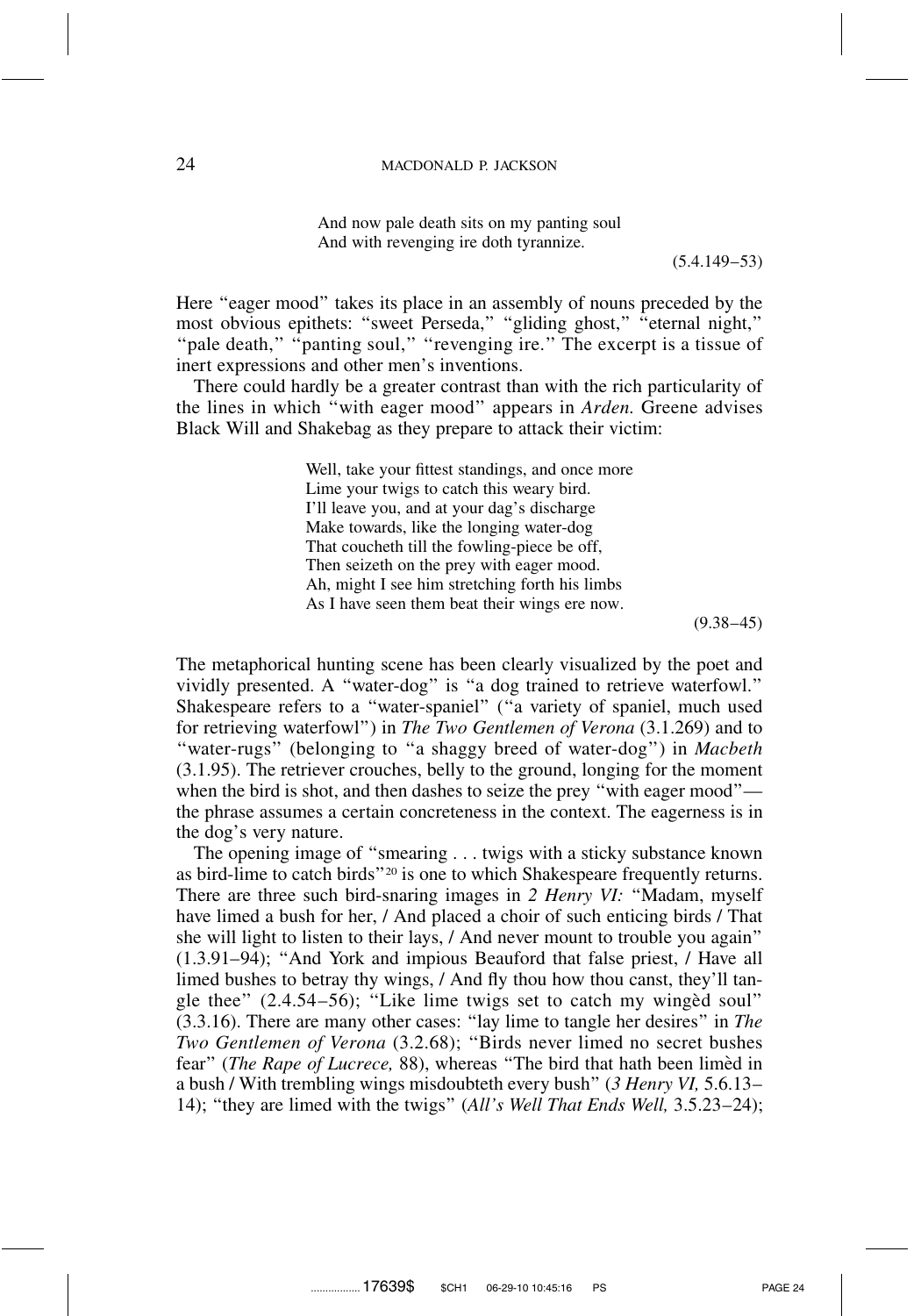> And now pale death sits on my panting soul
> And with revenging ire doth tyrannize.
>
> (5.4.149–53)

Here "eager mood" takes its place in an assembly of nouns preceded by the most obvious epithets: "sweet Perseda," "gliding ghost," "eternal night," "pale death," "panting soul," "revenging ire." The excerpt is a tissue of inert expressions and other men's inventions.

There could hardly be a greater contrast than with the rich particularity of the lines in which "with eager mood" appears in *Arden.* Greene advises Black Will and Shakebag as they prepare to attack their victim:

> Well, take your fittest standings, and once more
> Lime your twigs to catch this weary bird.
> I'll leave you, and at your dag's discharge
> Make towards, like the longing water-dog
> That coucheth till the fowling-piece be off,
> Then seizeth on the prey with eager mood.
> Ah, might I see him stretching forth his limbs
> As I have seen them beat their wings ere now.
>
> (9.38–45)

The metaphorical hunting scene has been clearly visualized by the poet and vividly presented. A "water-dog" is "a dog trained to retrieve waterfowl." Shakespeare refers to a "water-spaniel" ("a variety of spaniel, much used for retrieving waterfowl") in *The Two Gentlemen of Verona* (3.1.269) and to "water-rugs" (belonging to "a shaggy breed of water-dog") in *Macbeth* (3.1.95). The retriever crouches, belly to the ground, longing for the moment when the bird is shot, and then dashes to seize the prey "with eager mood"—the phrase assumes a certain concreteness in the context. The eagerness is in the dog's very nature.

The opening image of "smearing . . . twigs with a sticky substance known as bird-lime to catch birds"[20] is one to which Shakespeare frequently returns. There are three such bird-snaring images in *2 Henry VI:* "Madam, myself have limed a bush for her, / And placed a choir of such enticing birds / That she will light to listen to their lays, / And never mount to trouble you again" (1.3.91–94); "And York and impious Beauford that false priest, / Have all limed bushes to betray thy wings, / And fly thou how thou canst, they'll tangle thee" (2.4.54–56); "Like lime twigs set to catch my wingèd soul" (3.3.16). There are many other cases: "lay lime to tangle her desires" in *The Two Gentlemen of Verona* (3.2.68); "Birds never limed no secret bushes fear" (*The Rape of Lucrece,* 88), whereas "The bird that hath been limèd in a bush / With trembling wings misdoubteth every bush" (*3 Henry VI,* 5.6.13–14); "they are limed with the twigs" (*All's Well That Ends Well,* 3.5.23–24);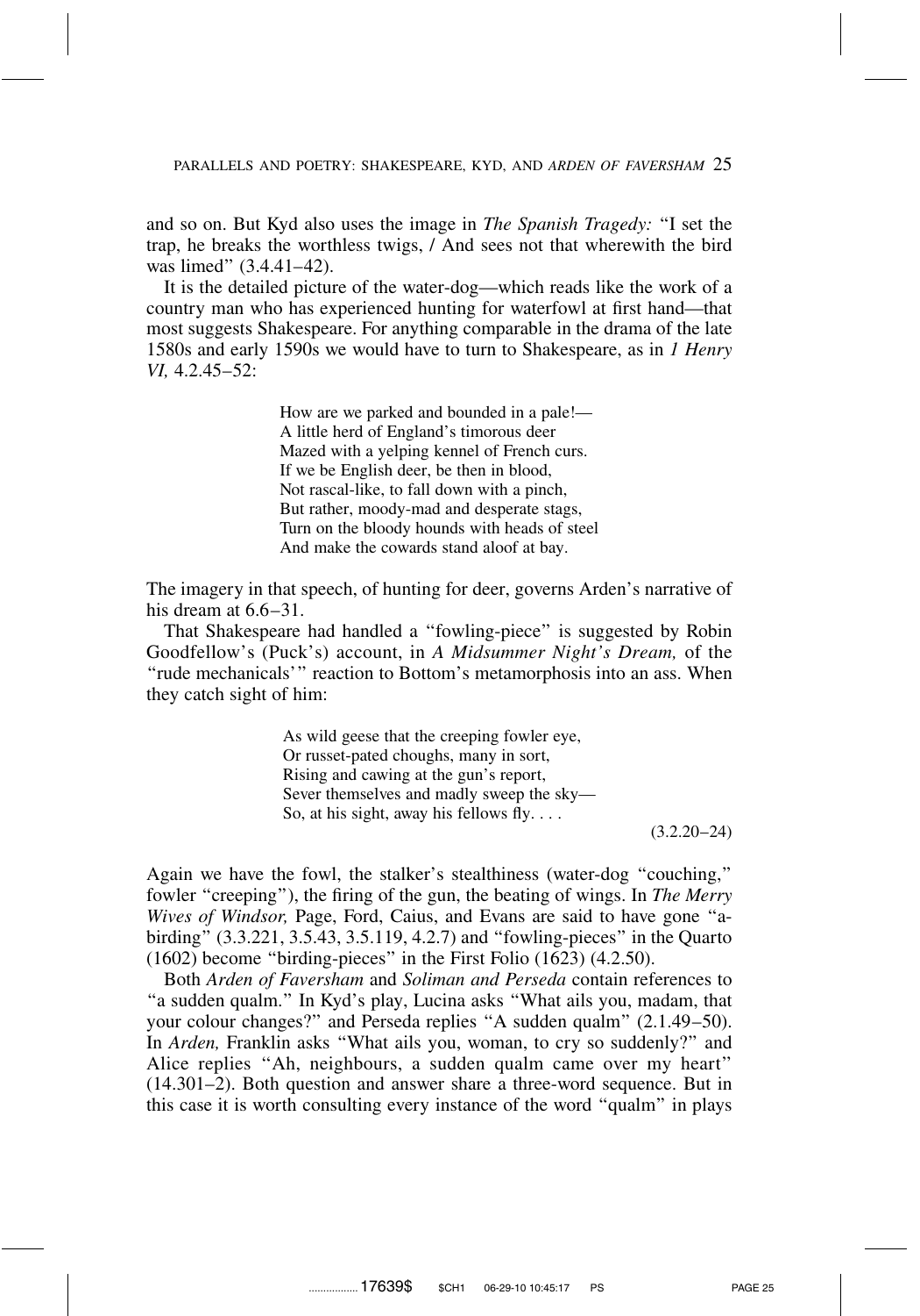and so on. But Kyd also uses the image in *The Spanish Tragedy:* "I set the trap, he breaks the worthless twigs, / And sees not that wherewith the bird was limed" (3.4.41–42).

It is the detailed picture of the water-dog—which reads like the work of a country man who has experienced hunting for waterfowl at first hand—that most suggests Shakespeare. For anything comparable in the drama of the late 1580s and early 1590s we would have to turn to Shakespeare, as in *1 Henry VI,* 4.2.45–52:

> How are we parked and bounded in a pale!—
> A little herd of England's timorous deer
> Mazed with a yelping kennel of French curs.
> If we be English deer, be then in blood,
> Not rascal-like, to fall down with a pinch,
> But rather, moody-mad and desperate stags,
> Turn on the bloody hounds with heads of steel
> And make the cowards stand aloof at bay.

The imagery in that speech, of hunting for deer, governs Arden's narrative of his dream at 6.6–31.

That Shakespeare had handled a "fowling-piece" is suggested by Robin Goodfellow's (Puck's) account, in *A Midsummer Night's Dream,* of the "rude mechanicals'" reaction to Bottom's metamorphosis into an ass. When they catch sight of him:

> As wild geese that the creeping fowler eye,
> Or russet-pated choughs, many in sort,
> Rising and cawing at the gun's report,
> Sever themselves and madly sweep the sky—
> So, at his sight, away his fellows fly. . . .
>
> (3.2.20–24)

Again we have the fowl, the stalker's stealthiness (water-dog "couching," fowler "creeping"), the firing of the gun, the beating of wings. In *The Merry Wives of Windsor,* Page, Ford, Caius, and Evans are said to have gone "a-birding" (3.3.221, 3.5.43, 3.5.119, 4.2.7) and "fowling-pieces" in the Quarto (1602) become "birding-pieces" in the First Folio (1623) (4.2.50).

Both *Arden of Faversham* and *Soliman and Perseda* contain references to "a sudden qualm." In Kyd's play, Lucina asks "What ails you, madam, that your colour changes?" and Perseda replies "A sudden qualm" (2.1.49–50). In *Arden,* Franklin asks "What ails you, woman, to cry so suddenly?" and Alice replies "Ah, neighbours, a sudden qualm came over my heart" (14.301–2). Both question and answer share a three-word sequence. But in this case it is worth consulting every instance of the word "qualm" in plays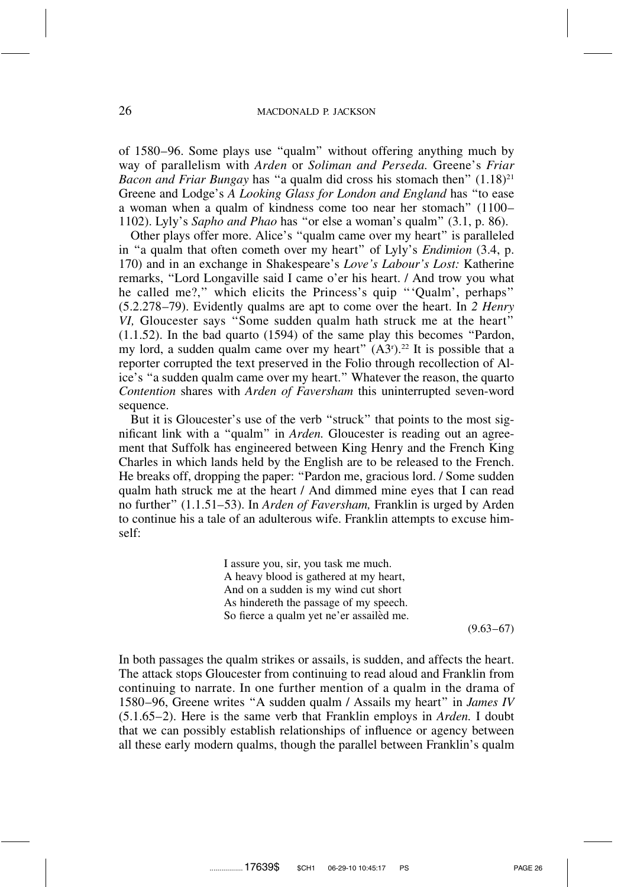of 1580–96. Some plays use "qualm" without offering anything much by way of parallelism with *Arden* or *Soliman and Perseda.* Greene's *Friar Bacon and Friar Bungay* has "a qualm did cross his stomach then" (1.18)[21] Greene and Lodge's *A Looking Glass for London and England* has "to ease a woman when a qualm of kindness come too near her stomach" (1100–1102). Lyly's *Sapho and Phao* has "or else a woman's qualm" (3.1, p. 86).

Other plays offer more. Alice's "qualm came over my heart" is paralleled in "a qualm that often cometh over my heart" of Lyly's *Endimion* (3.4, p. 170) and in an exchange in Shakespeare's *Love's Labour's Lost:* Katherine remarks, "Lord Longaville said I came o'er his heart. / And trow you what he called me?," which elicits the Princess's quip "'Qualm', perhaps" (5.2.278–79). Evidently qualms are apt to come over the heart. In *2 Henry VI,* Gloucester says "Some sudden qualm hath struck me at the heart" (1.1.52). In the bad quarto (1594) of the same play this becomes "Pardon, my lord, a sudden qualm came over my heart" (A3r).[22] It is possible that a reporter corrupted the text preserved in the Folio through recollection of Alice's "a sudden qualm came over my heart." Whatever the reason, the quarto *Contention* shares with *Arden of Faversham* this uninterrupted seven-word sequence.

But it is Gloucester's use of the verb "struck" that points to the most significant link with a "qualm" in *Arden.* Gloucester is reading out an agreement that Suffolk has engineered between King Henry and the French King Charles in which lands held by the English are to be released to the French. He breaks off, dropping the paper: "Pardon me, gracious lord. / Some sudden qualm hath struck me at the heart / And dimmed mine eyes that I can read no further" (1.1.51–53). In *Arden of Faversham,* Franklin is urged by Arden to continue his a tale of an adulterous wife. Franklin attempts to excuse himself:

> I assure you, sir, you task me much.
> A heavy blood is gathered at my heart,
> And on a sudden is my wind cut short
> As hindereth the passage of my speech.
> So fierce a qualm yet ne'er assailèd me.
>
> (9.63–67)

In both passages the qualm strikes or assails, is sudden, and affects the heart. The attack stops Gloucester from continuing to read aloud and Franklin from continuing to narrate. In one further mention of a qualm in the drama of 1580–96, Greene writes "A sudden qualm / Assails my heart" in *James IV* (5.1.65–2). Here is the same verb that Franklin employs in *Arden.* I doubt that we can possibly establish relationships of influence or agency between all these early modern qualms, though the parallel between Franklin's qualm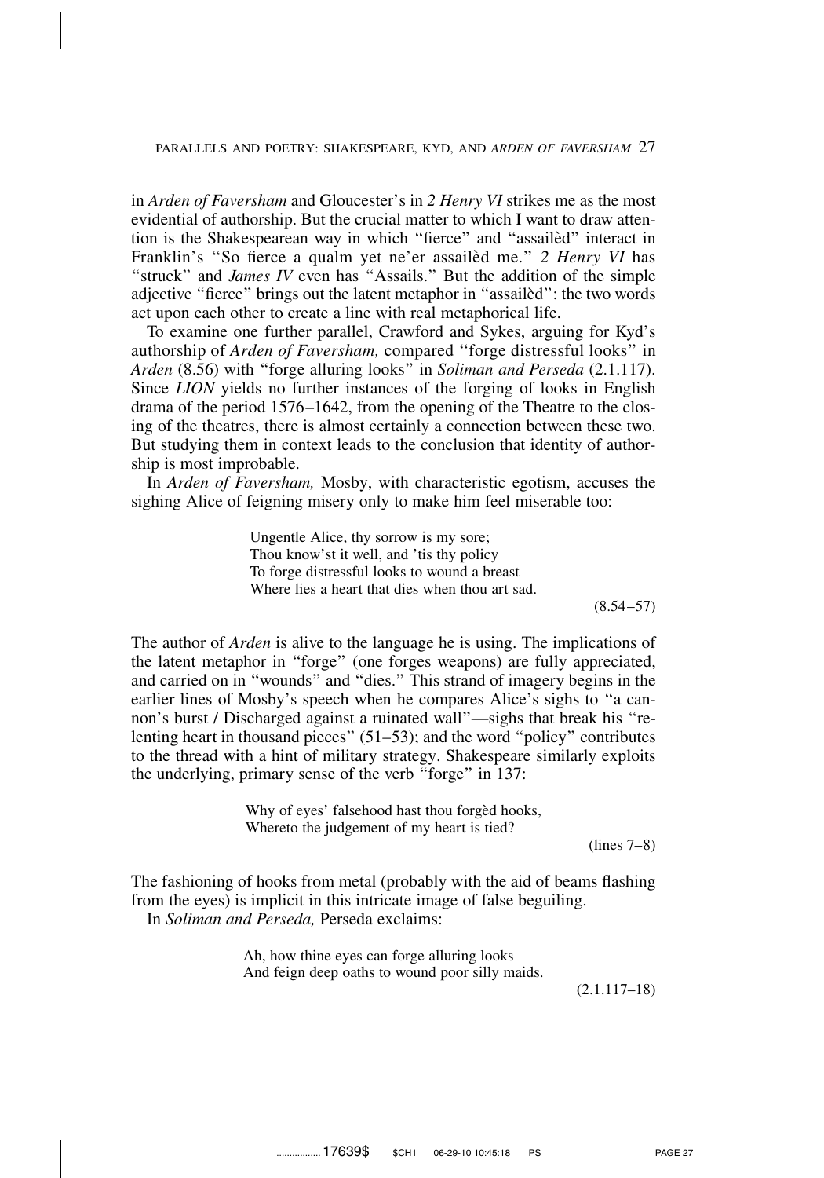in *Arden of Faversham* and Gloucester's in *2 Henry VI* strikes me as the most evidential of authorship. But the crucial matter to which I want to draw attention is the Shakespearean way in which "fierce" and "assailèd" interact in Franklin's "So fierce a qualm yet ne'er assailèd me." *2 Henry VI* has "struck" and *James IV* even has "Assails." But the addition of the simple adjective "fierce" brings out the latent metaphor in "assailèd": the two words act upon each other to create a line with real metaphorical life.

To examine one further parallel, Crawford and Sykes, arguing for Kyd's authorship of *Arden of Faversham,* compared "forge distressful looks" in *Arden* (8.56) with "forge alluring looks" in *Soliman and Perseda* (2.1.117). Since *LION* yields no further instances of the forging of looks in English drama of the period 1576–1642, from the opening of the Theatre to the closing of the theatres, there is almost certainly a connection between these two. But studying them in context leads to the conclusion that identity of authorship is most improbable.

In *Arden of Faversham,* Mosby, with characteristic egotism, accuses the sighing Alice of feigning misery only to make him feel miserable too:

> Ungentle Alice, thy sorrow is my sore;
> Thou know'st it well, and 'tis thy policy
> To forge distressful looks to wound a breast
> Where lies a heart that dies when thou art sad.
>
> (8.54–57)

The author of *Arden* is alive to the language he is using. The implications of the latent metaphor in "forge" (one forges weapons) are fully appreciated, and carried on in "wounds" and "dies." This strand of imagery begins in the earlier lines of Mosby's speech when he compares Alice's sighs to "a cannon's burst / Discharged against a ruinated wall"—sighs that break his "relenting heart in thousand pieces" (51–53); and the word "policy" contributes to the thread with a hint of military strategy. Shakespeare similarly exploits the underlying, primary sense of the verb "forge" in 137:

> Why of eyes' falsehood hast thou forgèd hooks,
> Whereto the judgement of my heart is tied?
>
> (lines 7–8)

The fashioning of hooks from metal (probably with the aid of beams flashing from the eyes) is implicit in this intricate image of false beguiling.

In *Soliman and Perseda,* Perseda exclaims:

> Ah, how thine eyes can forge alluring looks
> And feign deep oaths to wound poor silly maids.
>
> (2.1.117–18)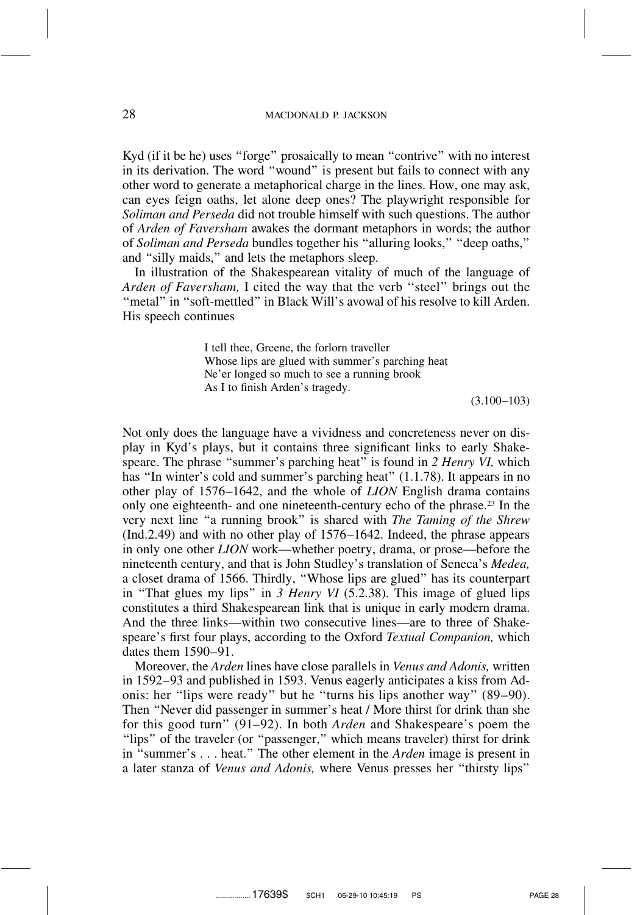Kyd (if it be he) uses "forge" prosaically to mean "contrive" with no interest in its derivation. The word "wound" is present but fails to connect with any other word to generate a metaphorical charge in the lines. How, one may ask, can eyes feign oaths, let alone deep ones? The playwright responsible for *Soliman and Perseda* did not trouble himself with such questions. The author of *Arden of Faversham* awakes the dormant metaphors in words; the author of *Soliman and Perseda* bundles together his "alluring looks," "deep oaths," and "silly maids," and lets the metaphors sleep.

In illustration of the Shakespearean vitality of much of the language of *Arden of Faversham,* I cited the way that the verb "steel" brings out the "metal" in "soft-mettled" in Black Will's avowal of his resolve to kill Arden. His speech continues

> I tell thee, Greene, the forlorn traveller
> Whose lips are glued with summer's parching heat
> Ne'er longed so much to see a running brook
> As I to finish Arden's tragedy.
>
> (3.100–103)

Not only does the language have a vividness and concreteness never on display in Kyd's plays, but it contains three significant links to early Shakespeare. The phrase "summer's parching heat" is found in *2 Henry VI,* which has "In winter's cold and summer's parching heat" (1.1.78). It appears in no other play of 1576–1642, and the whole of *LION* English drama contains only one eighteenth- and one nineteenth-century echo of the phrase.[23] In the very next line "a running brook" is shared with *The Taming of the Shrew* (Ind.2.49) and with no other play of 1576–1642. Indeed, the phrase appears in only one other *LION* work—whether poetry, drama, or prose—before the nineteenth century, and that is John Studley's translation of Seneca's *Medea,* a closet drama of 1566. Thirdly, "Whose lips are glued" has its counterpart in "That glues my lips" in *3 Henry VI* (5.2.38). This image of glued lips constitutes a third Shakespearean link that is unique in early modern drama. And the three links—within two consecutive lines—are to three of Shakespeare's first four plays, according to the Oxford *Textual Companion,* which dates them 1590–91.

Moreover, the *Arden* lines have close parallels in *Venus and Adonis,* written in 1592–93 and published in 1593. Venus eagerly anticipates a kiss from Adonis: her "lips were ready" but he "turns his lips another way" (89–90). Then "Never did passenger in summer's heat / More thirst for drink than she for this good turn" (91–92). In both *Arden* and Shakespeare's poem the "lips" of the traveler (or "passenger," which means traveler) thirst for drink in "summer's . . . heat." The other element in the *Arden* image is present in a later stanza of *Venus and Adonis,* where Venus presses her "thirsty lips"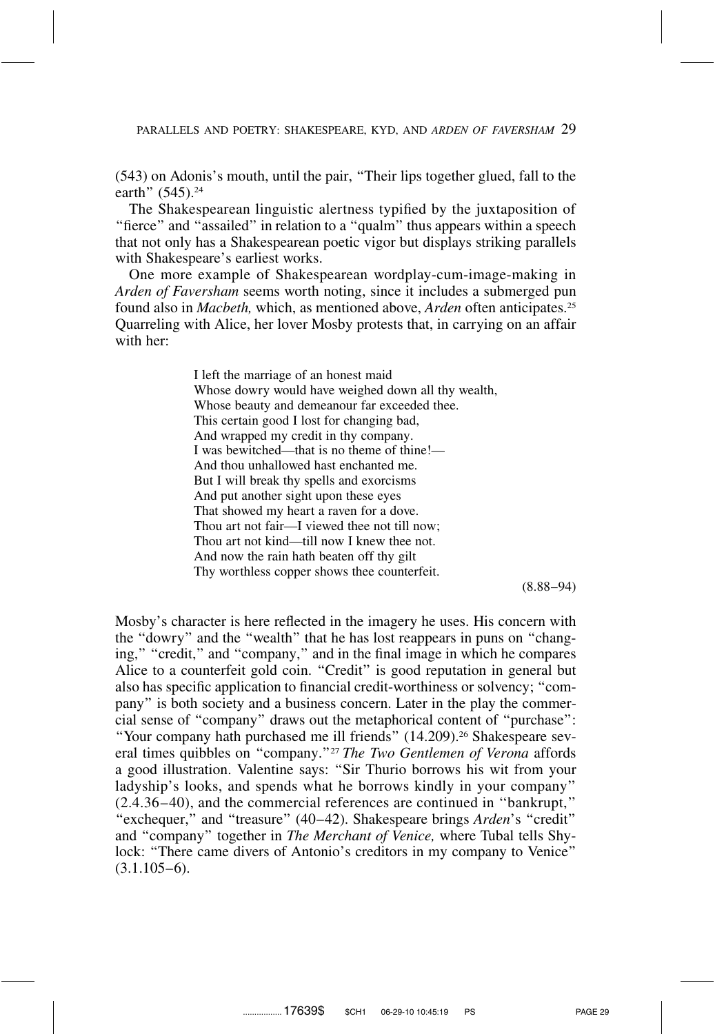(543) on Adonis's mouth, until the pair, "Their lips together glued, fall to the earth" (545).[24]

The Shakespearean linguistic alertness typified by the juxtaposition of "fierce" and "assailed" in relation to a "qualm" thus appears within a speech that not only has a Shakespearean poetic vigor but displays striking parallels with Shakespeare's earliest works.

One more example of Shakespearean wordplay-cum-image-making in *Arden of Faversham* seems worth noting, since it includes a submerged pun found also in *Macbeth,* which, as mentioned above, *Arden* often anticipates.[25] Quarreling with Alice, her lover Mosby protests that, in carrying on an affair with her:

> I left the marriage of an honest maid
> Whose dowry would have weighed down all thy wealth,
> Whose beauty and demeanour far exceeded thee.
> This certain good I lost for changing bad,
> And wrapped my credit in thy company.
> I was bewitched—that is no theme of thine!—
> And thou unhallowed hast enchanted me.
> But I will break thy spells and exorcisms
> And put another sight upon these eyes
> That showed my heart a raven for a dove.
> Thou art not fair—I viewed thee not till now;
> Thou art not kind—till now I knew thee not.
> And now the rain hath beaten off thy gilt
> Thy worthless copper shows thee counterfeit.
>
> (8.88–94)

Mosby's character is here reflected in the imagery he uses. His concern with the "dowry" and the "wealth" that he has lost reappears in puns on "changing," "credit," and "company," and in the final image in which he compares Alice to a counterfeit gold coin. "Credit" is good reputation in general but also has specific application to financial credit-worthiness or solvency; "company" is both society and a business concern. Later in the play the commercial sense of "company" draws out the metaphorical content of "purchase": "Your company hath purchased me ill friends" (14.209).[26] Shakespeare several times quibbles on "company."[27] *The Two Gentlemen of Verona* affords a good illustration. Valentine says: "Sir Thurio borrows his wit from your ladyship's looks, and spends what he borrows kindly in your company" (2.4.36–40), and the commercial references are continued in "bankrupt," "exchequer," and "treasure" (40–42). Shakespeare brings *Arden*'s "credit" and "company" together in *The Merchant of Venice,* where Tubal tells Shylock: "There came divers of Antonio's creditors in my company to Venice" (3.1.105–6).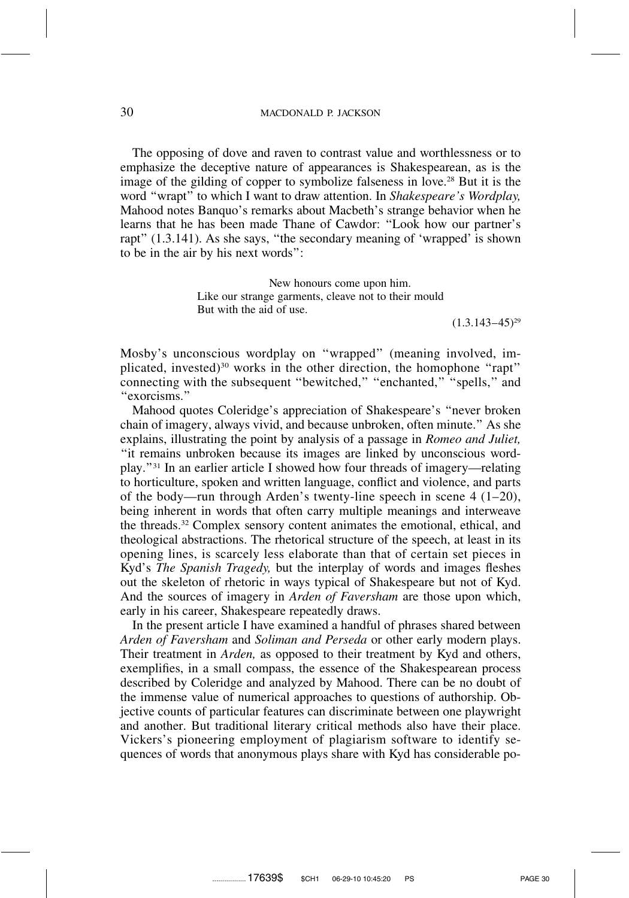The opposing of dove and raven to contrast value and worthlessness or to emphasize the deceptive nature of appearances is Shakespearean, as is the image of the gilding of copper to symbolize falseness in love.[28] But it is the word "wrapt" to which I want to draw attention. In *Shakespeare's Wordplay,* Mahood notes Banquo's remarks about Macbeth's strange behavior when he learns that he has been made Thane of Cawdor: "Look how our partner's rapt" (1.3.141). As she says, "the secondary meaning of 'wrapped' is shown to be in the air by his next words":

> New honours come upon him.
> Like our strange garments, cleave not to their mould
> But with the aid of use.
>
> (1.3.143–45)[29]

Mosby's unconscious wordplay on "wrapped" (meaning involved, implicated, invested)[30] works in the other direction, the homophone "rapt" connecting with the subsequent "bewitched," "enchanted," "spells," and "exorcisms."

Mahood quotes Coleridge's appreciation of Shakespeare's "never broken chain of imagery, always vivid, and because unbroken, often minute." As she explains, illustrating the point by analysis of a passage in *Romeo and Juliet,* "it remains unbroken because its images are linked by unconscious wordplay."[31] In an earlier article I showed how four threads of imagery—relating to horticulture, spoken and written language, conflict and violence, and parts of the body—run through Arden's twenty-line speech in scene 4 (1–20), being inherent in words that often carry multiple meanings and interweave the threads.[32] Complex sensory content animates the emotional, ethical, and theological abstractions. The rhetorical structure of the speech, at least in its opening lines, is scarcely less elaborate than that of certain set pieces in Kyd's *The Spanish Tragedy,* but the interplay of words and images fleshes out the skeleton of rhetoric in ways typical of Shakespeare but not of Kyd. And the sources of imagery in *Arden of Faversham* are those upon which, early in his career, Shakespeare repeatedly draws.

In the present article I have examined a handful of phrases shared between *Arden of Faversham* and *Soliman and Perseda* or other early modern plays. Their treatment in *Arden,* as opposed to their treatment by Kyd and others, exemplifies, in a small compass, the essence of the Shakespearean process described by Coleridge and analyzed by Mahood. There can be no doubt of the immense value of numerical approaches to questions of authorship. Objective counts of particular features can discriminate between one playwright and another. But traditional literary critical methods also have their place. Vickers's pioneering employment of plagiarism software to identify sequences of words that anonymous plays share with Kyd has considerable po-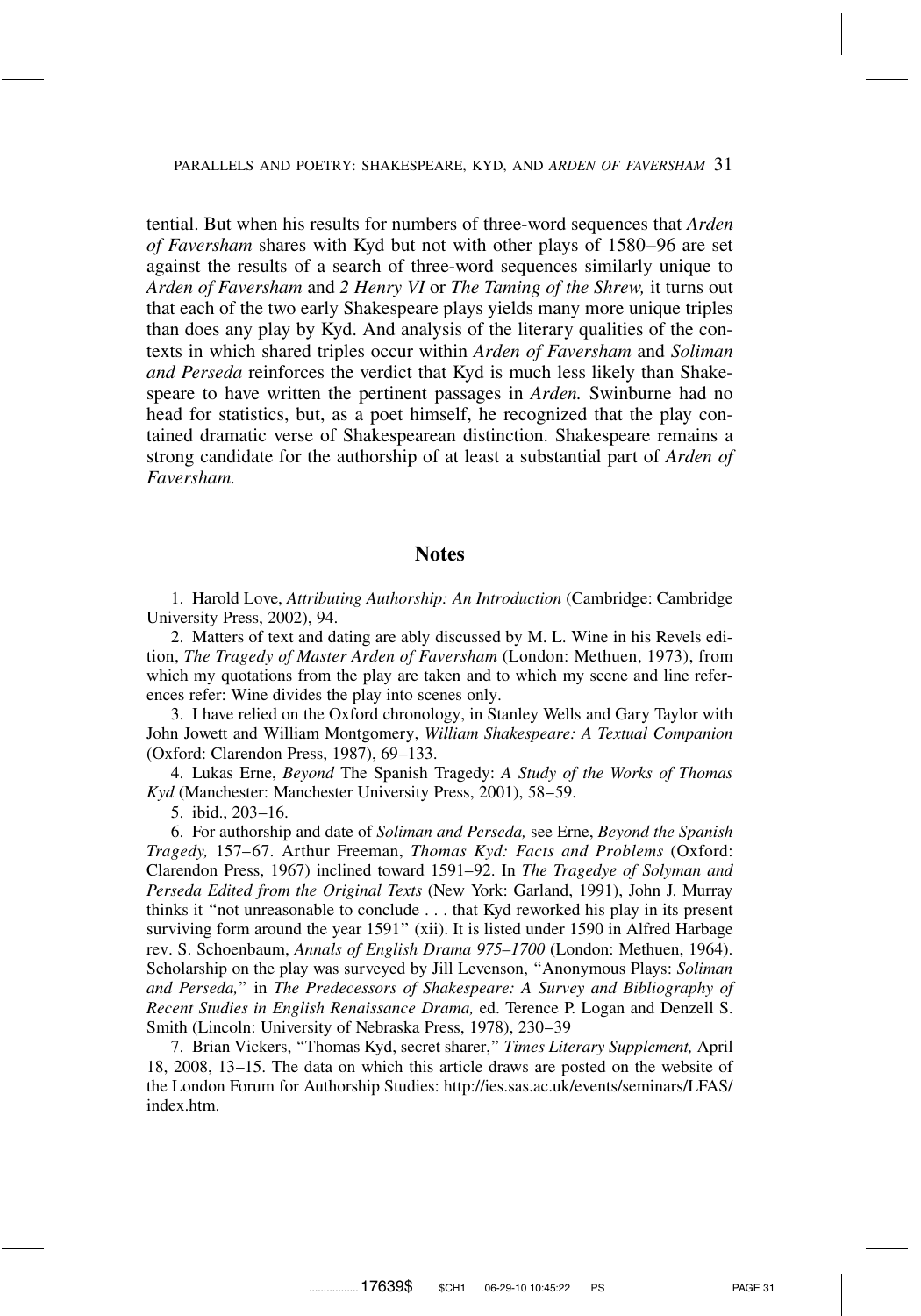tential. But when his results for numbers of three-word sequences that *Arden of Faversham* shares with Kyd but not with other plays of 1580–96 are set against the results of a search of three-word sequences similarly unique to *Arden of Faversham* and *2 Henry VI* or *The Taming of the Shrew,* it turns out that each of the two early Shakespeare plays yields many more unique triples than does any play by Kyd. And analysis of the literary qualities of the contexts in which shared triples occur within *Arden of Faversham* and *Soliman and Perseda* reinforces the verdict that Kyd is much less likely than Shakespeare to have written the pertinent passages in *Arden.* Swinburne had no head for statistics, but, as a poet himself, he recognized that the play contained dramatic verse of Shakespearean distinction. Shakespeare remains a strong candidate for the authorship of at least a substantial part of *Arden of Faversham.*

## Notes

1. Harold Love, *Attributing Authorship: An Introduction* (Cambridge: Cambridge University Press, 2002), 94.

2. Matters of text and dating are ably discussed by M. L. Wine in his Revels edition, *The Tragedy of Master Arden of Faversham* (London: Methuen, 1973), from which my quotations from the play are taken and to which my scene and line references refer: Wine divides the play into scenes only.

3. I have relied on the Oxford chronology, in Stanley Wells and Gary Taylor with John Jowett and William Montgomery, *William Shakespeare: A Textual Companion* (Oxford: Clarendon Press, 1987), 69–133.

4. Lukas Erne, *Beyond* The Spanish Tragedy: *A Study of the Works of Thomas Kyd* (Manchester: Manchester University Press, 2001), 58–59.

5. ibid., 203–16.

6. For authorship and date of *Soliman and Perseda,* see Erne, *Beyond the Spanish Tragedy,* 157–67. Arthur Freeman, *Thomas Kyd: Facts and Problems* (Oxford: Clarendon Press, 1967) inclined toward 1591–92. In *The Tragedye of Solyman and Perseda Edited from the Original Texts* (New York: Garland, 1991), John J. Murray thinks it "not unreasonable to conclude . . . that Kyd reworked his play in its present surviving form around the year 1591" (xii). It is listed under 1590 in Alfred Harbage rev. S. Schoenbaum, *Annals of English Drama 975–1700* (London: Methuen, 1964). Scholarship on the play was surveyed by Jill Levenson, "Anonymous Plays: *Soliman and Perseda,*" in *The Predecessors of Shakespeare: A Survey and Bibliography of Recent Studies in English Renaissance Drama,* ed. Terence P. Logan and Denzell S. Smith (Lincoln: University of Nebraska Press, 1978), 230–39

7. Brian Vickers, "Thomas Kyd, secret sharer," *Times Literary Supplement,* April 18, 2008, 13–15. The data on which this article draws are posted on the website of the London Forum for Authorship Studies: http://ies.sas.ac.uk/events/seminars/LFAS/index.htm.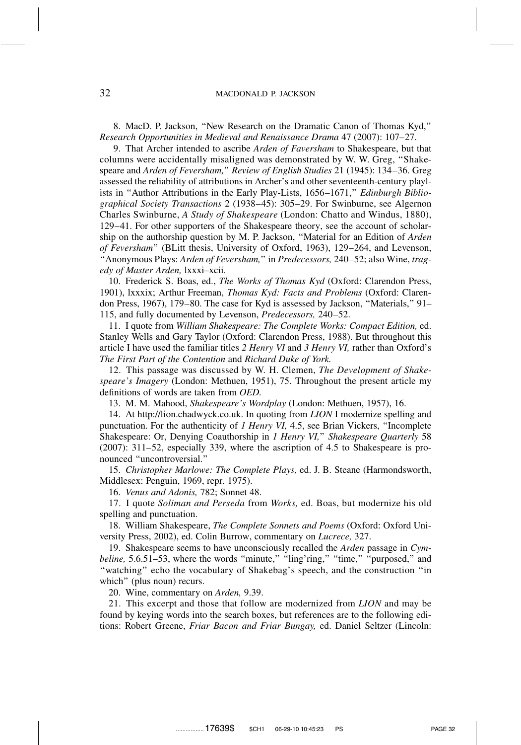8. MacD. P. Jackson, "New Research on the Dramatic Canon of Thomas Kyd," *Research Opportunities in Medieval and Renaissance Drama* 47 (2007): 107–27.

9. That Archer intended to ascribe *Arden of Faversham* to Shakespeare, but that columns were accidentally misaligned was demonstrated by W. W. Greg, "Shakespeare and *Arden of Feversham,*" *Review of English Studies* 21 (1945): 134–36. Greg assessed the reliability of attributions in Archer's and other seventeenth-century playlists in "Author Attributions in the Early Play-Lists, 1656–1671," *Edinburgh Bibliographical Society Transactions* 2 (1938–45): 305–29. For Swinburne, see Algernon Charles Swinburne, *A Study of Shakespeare* (London: Chatto and Windus, 1880), 129–41. For other supporters of the Shakespeare theory, see the account of scholarship on the authorship question by M. P. Jackson, "Material for an Edition of *Arden of Feversham*" (BLitt thesis, University of Oxford, 1963), 129–264, and Levenson, "Anonymous Plays: *Arden of Feversham,*" in *Predecessors,* 240–52; also Wine, *tragedy of Master Arden,* lxxxi–xcii.

10. Frederick S. Boas, ed., *The Works of Thomas Kyd* (Oxford: Clarendon Press, 1901), lxxxix; Arthur Freeman, *Thomas Kyd: Facts and Problems* (Oxford: Clarendon Press, 1967), 179–80. The case for Kyd is assessed by Jackson, "Materials," 91–115, and fully documented by Levenson, *Predecessors,* 240–52.

11. I quote from *William Shakespeare: The Complete Works: Compact Edition,* ed. Stanley Wells and Gary Taylor (Oxford: Clarendon Press, 1988). But throughout this article I have used the familiar titles *2 Henry VI* and *3 Henry VI,* rather than Oxford's *The First Part of the Contention* and *Richard Duke of York.*

12. This passage was discussed by W. H. Clemen, *The Development of Shakespeare's Imagery* (London: Methuen, 1951), 75. Throughout the present article my definitions of words are taken from *OED.*

13. M. M. Mahood, *Shakespeare's Wordplay* (London: Methuen, 1957), 16.

14. At http://lion.chadwyck.co.uk. In quoting from *LION* I modernize spelling and punctuation. For the authenticity of *1 Henry VI,* 4.5, see Brian Vickers, "Incomplete Shakespeare: Or, Denying Coauthorship in *1 Henry VI,*" *Shakespeare Quarterly* 58 (2007): 311–52, especially 339, where the ascription of 4.5 to Shakespeare is pronounced "uncontroversial."

15. *Christopher Marlowe: The Complete Plays,* ed. J. B. Steane (Harmondsworth, Middlesex: Penguin, 1969, repr. 1975).

16. *Venus and Adonis,* 782; Sonnet 48.

17. I quote *Soliman and Perseda* from *Works,* ed. Boas, but modernize his old spelling and punctuation.

18. William Shakespeare, *The Complete Sonnets and Poems* (Oxford: Oxford University Press, 2002), ed. Colin Burrow, commentary on *Lucrece,* 327.

19. Shakespeare seems to have unconsciously recalled the *Arden* passage in *Cymbeline,* 5.6.51–53, where the words "minute," "ling'ring," "time," "purposed," and "watching" echo the vocabulary of Shakebag's speech, and the construction "in which" (plus noun) recurs.

20. Wine, commentary on *Arden,* 9.39.

21. This excerpt and those that follow are modernized from *LION* and may be found by keying words into the search boxes, but references are to the following editions: Robert Greene, *Friar Bacon and Friar Bungay,* ed. Daniel Seltzer (Lincoln: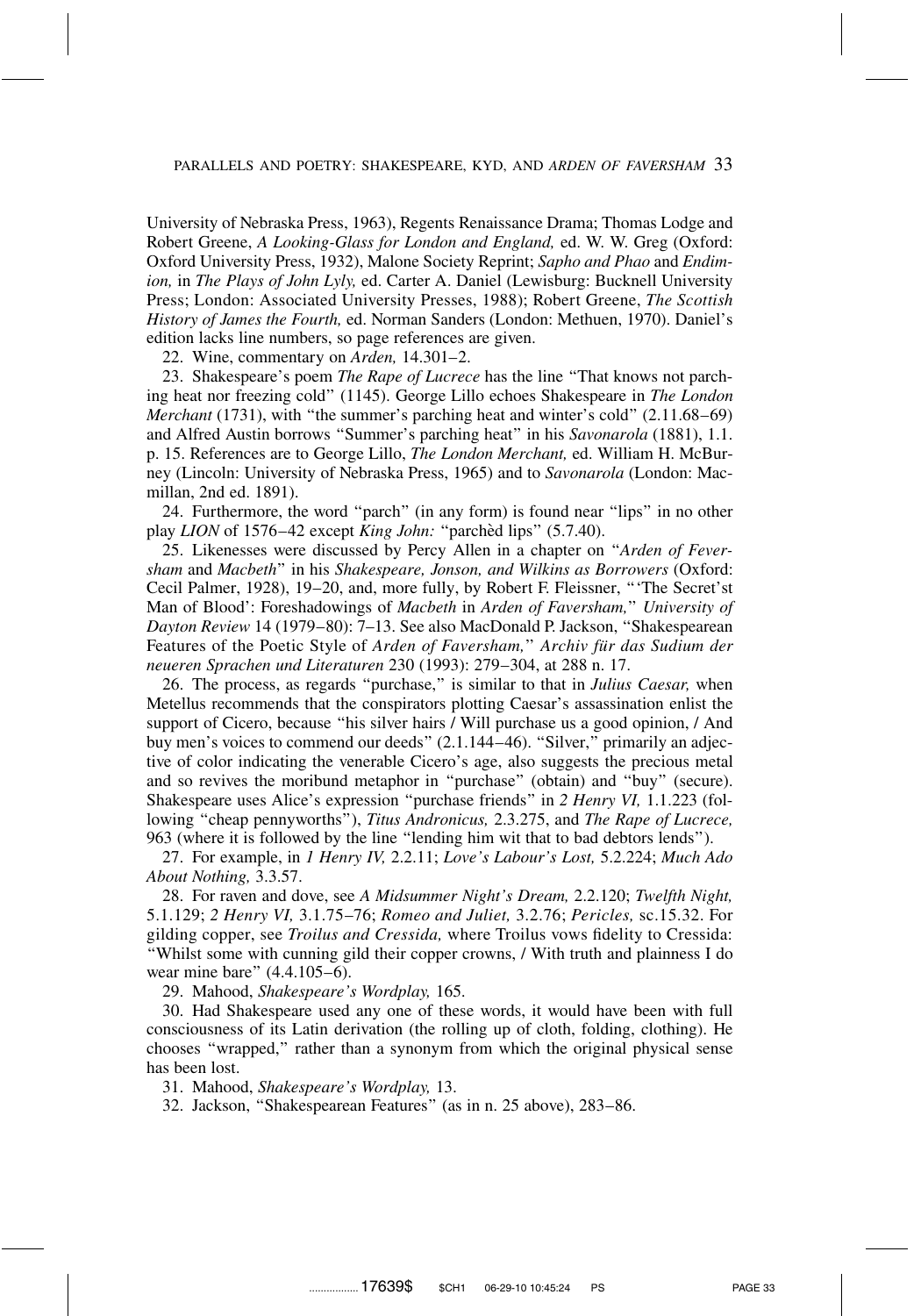University of Nebraska Press, 1963), Regents Renaissance Drama; Thomas Lodge and Robert Greene, *A Looking-Glass for London and England,* ed. W. W. Greg (Oxford: Oxford University Press, 1932), Malone Society Reprint; *Sapho and Phao* and *Endimion,* in *The Plays of John Lyly,* ed. Carter A. Daniel (Lewisburg: Bucknell University Press; London: Associated University Presses, 1988); Robert Greene, *The Scottish History of James the Fourth,* ed. Norman Sanders (London: Methuen, 1970). Daniel's edition lacks line numbers, so page references are given.

22. Wine, commentary on *Arden,* 14.301–2.

23. Shakespeare's poem *The Rape of Lucrece* has the line "That knows not parching heat nor freezing cold" (1145). George Lillo echoes Shakespeare in *The London Merchant* (1731), with "the summer's parching heat and winter's cold" (2.11.68–69) and Alfred Austin borrows "Summer's parching heat" in his *Savonarola* (1881), 1.1. p. 15. References are to George Lillo, *The London Merchant,* ed. William H. McBurney (Lincoln: University of Nebraska Press, 1965) and to *Savonarola* (London: Macmillan, 2nd ed. 1891).

24. Furthermore, the word "parch" (in any form) is found near "lips" in no other play *LION* of 1576–42 except *King John:* "parchèd lips" (5.7.40).

25. Likenesses were discussed by Percy Allen in a chapter on "*Arden of Fevershsam* and *Macbeth*" in his *Shakespeare, Jonson, and Wilkins as Borrowers* (Oxford: Cecil Palmer, 1928), 19–20, and, more fully, by Robert F. Fleissner, "'The Secret'st Man of Blood': Foreshadowings of *Macbeth* in *Arden of Faversham,*" *University of Dayton Review* 14 (1979–80): 7–13. See also MacDonald P. Jackson, "Shakespearean Features of the Poetic Style of *Arden of Faversham,*" *Archiv für das Sudium der neueren Sprachen und Literaturen* 230 (1993): 279–304, at 288 n. 17.

26. The process, as regards "purchase," is similar to that in *Julius Caesar,* when Metellus recommends that the conspirators plotting Caesar's assassination enlist the support of Cicero, because "his silver hairs / Will purchase us a good opinion, / And buy men's voices to commend our deeds" (2.1.144–46). "Silver," primarily an adjective of color indicating the venerable Cicero's age, also suggests the precious metal and so revives the moribund metaphor in "purchase" (obtain) and "buy" (secure). Shakespeare uses Alice's expression "purchase friends" in *2 Henry VI,* 1.1.223 (following "cheap pennyworths"), *Titus Andronicus,* 2.3.275, and *The Rape of Lucrece,* 963 (where it is followed by the line "lending him wit that to bad debtors lends").

27. For example, in *1 Henry IV,* 2.2.11; *Love's Labour's Lost,* 5.2.224; *Much Ado About Nothing,* 3.3.57.

28. For raven and dove, see *A Midsummer Night's Dream,* 2.2.120; *Twelfth Night,* 5.1.129; *2 Henry VI,* 3.1.75–76; *Romeo and Juliet,* 3.2.76; *Pericles,* sc.15.32. For gilding copper, see *Troilus and Cressida,* where Troilus vows fidelity to Cressida: "Whilst some with cunning gild their copper crowns, / With truth and plainness I do wear mine bare" (4.4.105–6).

29. Mahood, *Shakespeare's Wordplay,* 165.

30. Had Shakespeare used any one of these words, it would have been with full consciousness of its Latin derivation (the rolling up of cloth, folding, clothing). He chooses "wrapped," rather than a synonym from which the original physical sense has been lost.

31. Mahood, *Shakespeare's Wordplay,* 13.

32. Jackson, "Shakespearean Features" (as in n. 25 above), 283–86.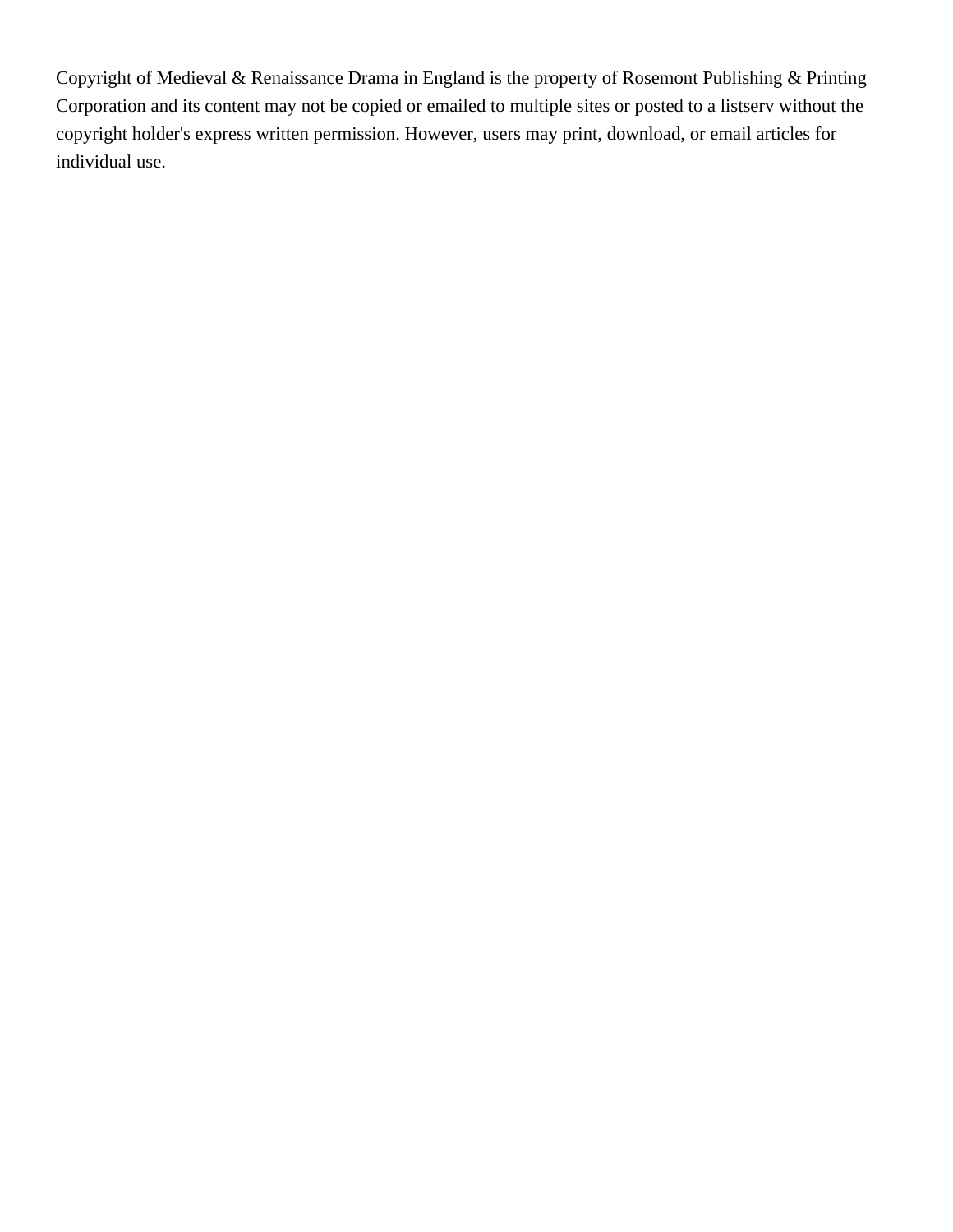Copyright of Medieval & Renaissance Drama in England is the property of Rosemont Publishing & Printing Corporation and its content may not be copied or emailed to multiple sites or posted to a listserv without the copyright holder's express written permission. However, users may print, download, or email articles for individual use.